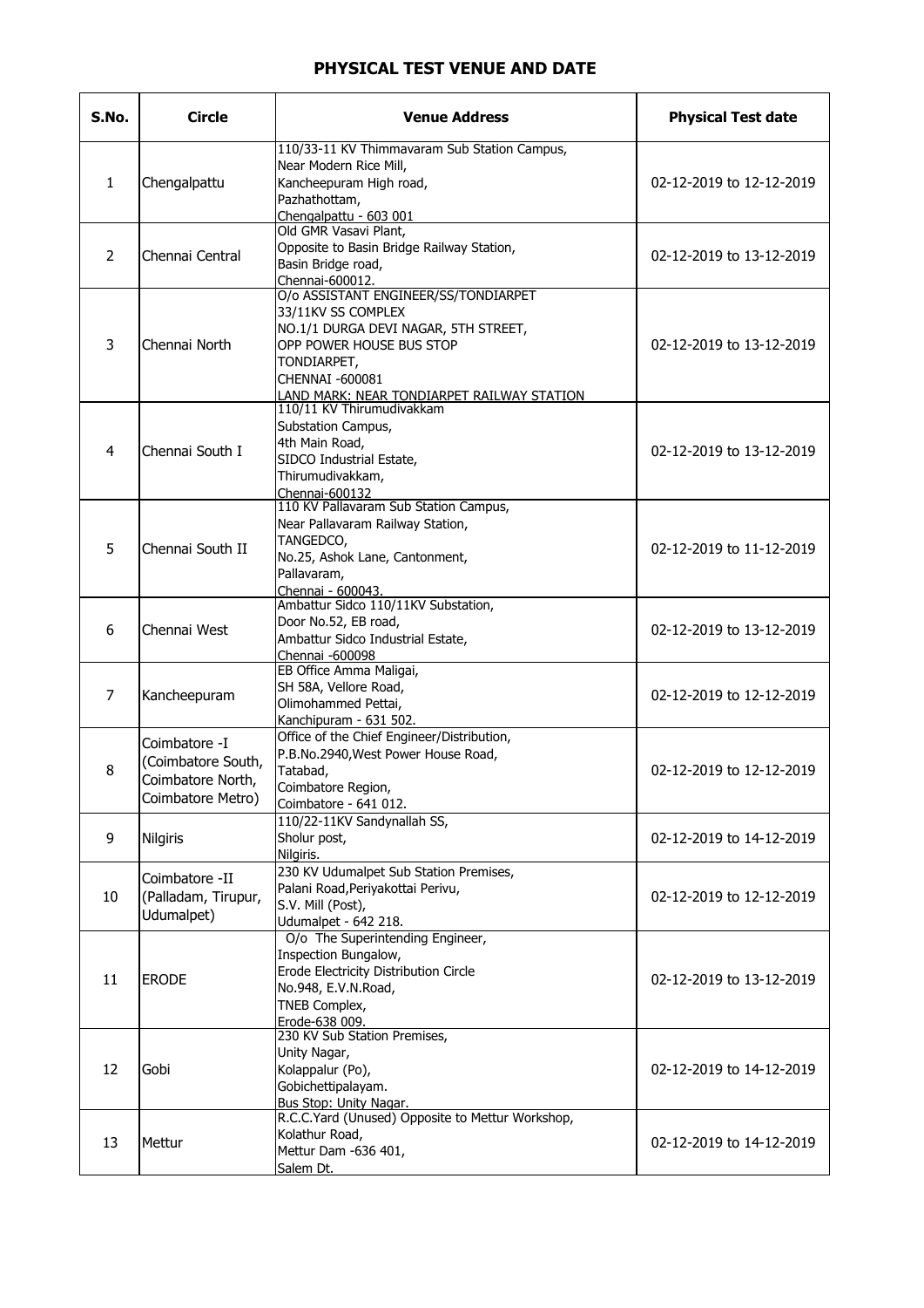# PHYSICAL TEST VENUE AND DATE

| S.No. | Circle | Venue Address | Physical Test date |
|---|---|---|---|
| 1 | Chengalpattu | 110/33-11 KV Thimmavaram Sub Station Campus,<br>Near Modern Rice Mill,<br>Kancheepuram High road,<br>Pazhathottam,<br>Chengalpattu - 603 001 | 02-12-2019 to 12-12-2019 |
| 2 | Chennai Central | Old GMR Vasavi Plant,<br>Opposite to Basin Bridge Railway Station,<br>Basin Bridge road,<br>Chennai-600012. | 02-12-2019 to 13-12-2019 |
| 3 | Chennai North | O/o ASSISTANT ENGINEER/SS/TONDIARPET<br>33/11KV SS COMPLEX<br>NO.1/1 DURGA DEVI NAGAR, 5TH STREET,<br>OPP POWER HOUSE BUS STOP<br>TONDIARPET,<br>CHENNAI -600081<br>LAND MARK: NEAR TONDIARPET RAILWAY STATION | 02-12-2019 to 13-12-2019 |
| 4 | Chennai South I | 110/11 KV Thirumudivakkam<br>Substation Campus,<br>4th Main Road,<br>SIDCO Industrial Estate,<br>Thirumudivakkam,<br>Chennai-600132 | 02-12-2019 to 13-12-2019 |
| 5 | Chennai South II | 110 KV Pallavaram Sub Station Campus,<br>Near Pallavaram Railway Station,<br>TANGEDCO,<br>No.25, Ashok Lane, Cantonment,<br>Pallavaram,<br>Chennai - 600043. | 02-12-2019 to 11-12-2019 |
| 6 | Chennai West | Ambattur Sidco 110/11KV Substation,<br>Door No.52, EB road,<br>Ambattur Sidco Industrial Estate,<br>Chennai -600098 | 02-12-2019 to 13-12-2019 |
| 7 | Kancheepuram | EB Office Amma Maligai,<br>SH 58A, Vellore Road,<br>Olimohammed Pettai,<br>Kanchipuram - 631 502. | 02-12-2019 to 12-12-2019 |
| 8 | Coimbatore -I (Coimbatore South, Coimbatore North, Coimbatore Metro) | Office of the Chief Engineer/Distribution,<br>P.B.No.2940,West Power House Road,<br>Tatabad,<br>Coimbatore Region,<br>Coimbatore - 641 012. | 02-12-2019 to 12-12-2019 |
| 9 | Nilgiris | 110/22-11KV Sandynallah SS,<br>Sholur post,<br>Nilgiris. | 02-12-2019 to 14-12-2019 |
| 10 | Coimbatore -II (Palladam, Tirupur, Udumalpet) | 230 KV Udumalpet Sub Station Premises,<br>Palani Road,Periyakottai Perivu,<br>S.V. Mill (Post),<br>Udumalpet - 642 218. | 02-12-2019 to 12-12-2019 |
| 11 | ERODE | O/o The Superintending Engineer,<br>Inspection Bungalow,<br>Erode Electricity Distribution Circle<br>No.948, E.V.N.Road,<br>TNEB Complex,<br>Erode-638 009. | 02-12-2019 to 13-12-2019 |
| 12 | Gobi | 230 KV Sub Station Premises,<br>Unity Nagar,<br>Kolappalur (Po),<br>Gobichettipalayam.<br>Bus Stop: Unity Nagar. | 02-12-2019 to 14-12-2019 |
| 13 | Mettur | R.C.C.Yard (Unused) Opposite to Mettur Workshop,<br>Kolathur Road,<br>Mettur Dam -636 401,<br>Salem Dt. | 02-12-2019 to 14-12-2019 |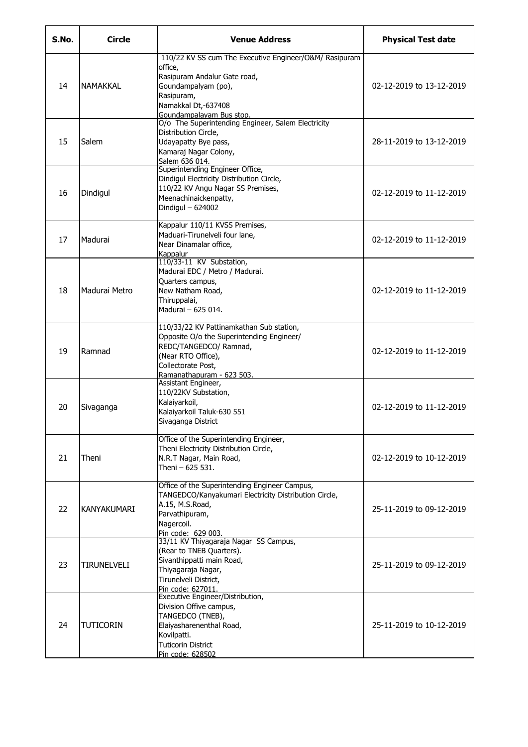| S.No. | Circle | Venue Address | Physical Test date |
| --- | --- | --- | --- |
| 14 | NAMAKKAL | 110/22 KV SS cum The Executive Engineer/O&M/ Rasipuram office,<br>Rasipuram Andalur Gate road,<br>Goundampalyam (po),<br>Rasipuram,<br>Namakkal Dt,-637408<br>Goundampalayam Bus stop. | 02-12-2019 to 13-12-2019 |
| 15 | Salem | O/o The Superintending Engineer, Salem Electricity Distribution Circle,<br>Udayapatty Bye pass,<br>Kamaraj Nagar Colony,<br>Salem 636 014. | 28-11-2019 to 13-12-2019 |
| 16 | Dindigul | Superintending Engineer Office,<br>Dindigul Electricity Distribution Circle,<br>110/22 KV Angu Nagar SS Premises,<br>Meenachinaickenpatty,<br>Dindigul – 624002 | 02-12-2019 to 11-12-2019 |
| 17 | Madurai | Kappalur 110/11 KVSS Premises,<br>Maduari-Tirunelveli four lane,<br>Near Dinamalar office,<br>Kappalur | 02-12-2019 to 11-12-2019 |
| 18 | Madurai Metro | 110/33-11 KV Substation,<br>Madurai EDC / Metro / Madurai.<br>Quarters campus,<br>New Natham Road,<br>Thiruppalai,<br>Madurai – 625 014. | 02-12-2019 to 11-12-2019 |
| 19 | Ramnad | 110/33/22 KV Pattinamkathan Sub station,<br>Opposite O/o the Superintending Engineer/<br>REDC/TANGEDCO/ Ramnad,<br>(Near RTO Office),<br>Collectorate Post,<br>Ramanathapuram - 623 503. | 02-12-2019 to 11-12-2019 |
| 20 | Sivaganga | Assistant Engineer,<br>110/22KV Substation,<br>Kalaiyarkoil,<br>Kalaiyarkoil Taluk-630 551<br>Sivaganga District | 02-12-2019 to 11-12-2019 |
| 21 | Theni | Office of the Superintending Engineer,<br>Theni Electricity Distribution Circle,<br>N.R.T Nagar, Main Road,<br>Theni – 625 531. | 02-12-2019 to 10-12-2019 |
| 22 | KANYAKUMARI | Office of the Superintending Engineer Campus,<br>TANGEDCO/Kanyakumari Electricity Distribution Circle,<br>A.15, M.S.Road,<br>Parvathipuram,<br>Nagercoil.<br>Pin code: 629 003. | 25-11-2019 to 09-12-2019 |
| 23 | TIRUNELVELI | 33/11 KV Thiyagaraja Nagar SS Campus,<br>(Rear to TNEB Quarters).<br>Sivanthippatti main Road,<br>Thiyagaraja Nagar,<br>Tirunelveli District,<br>Pin code: 627011. | 25-11-2019 to 09-12-2019 |
| 24 | TUTICORIN | Executive Engineer/Distribution,<br>Division Offive campus,<br>TANGEDCO (TNEB),<br>Elaiyasharenenthal Road,<br>Kovilpatti.<br>Tuticorin District<br>Pin code: 628502 | 25-11-2019 to 10-12-2019 |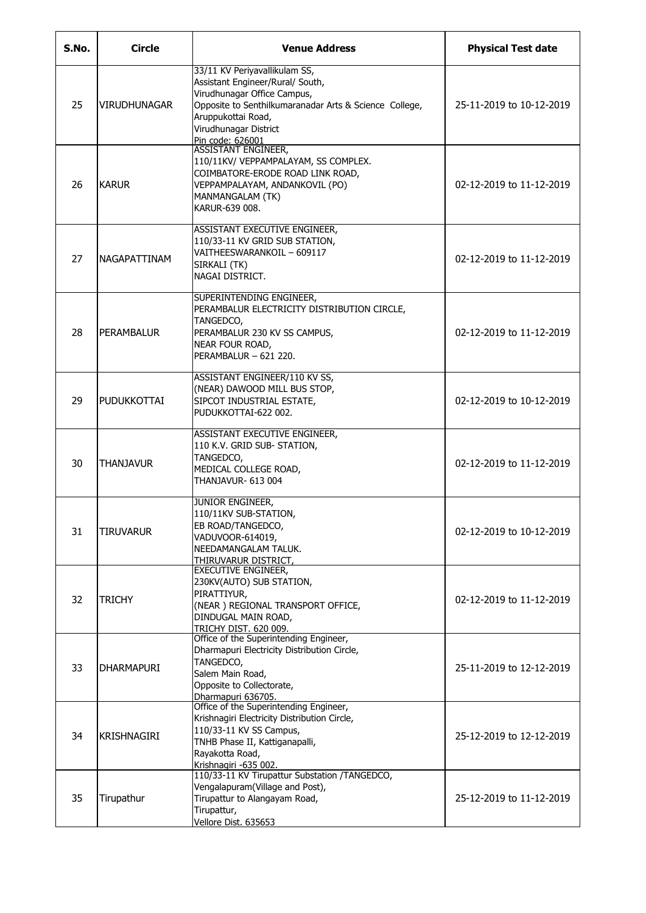| S.No. | Circle | Venue Address | Physical Test date |
| --- | --- | --- | --- |
| 25 | VIRUDHUNAGAR | 33/11 KV Periyavallikulam SS, Assistant Engineer/Rural/ South, Virudhunagar Office Campus, Opposite to Senthilkumaranadar Arts & Science College, Aruppukottai Road, Virudhunagar District Pin code: 626001 | 25-11-2019 to 10-12-2019 |
| 26 | KARUR | ASSISTANT ENGINEER, 110/11KV/ VEPPAMPALAYAM, SS COMPLEX. COIMBATORE-ERODE ROAD LINK ROAD, VEPPAMPALAYAM, ANDANKOVIL (PO) MANMANGALAM (TK) KARUR-639 008. | 02-12-2019 to 11-12-2019 |
| 27 | NAGAPATTINAM | ASSISTANT EXECUTIVE ENGINEER, 110/33-11 KV GRID SUB STATION, VAITHEESWARANKOIL – 609117 SIRKALI (TK) NAGAI DISTRICT. | 02-12-2019 to 11-12-2019 |
| 28 | PERAMBALUR | SUPERINTENDING ENGINEER, PERAMBALUR ELECTRICITY DISTRIBUTION CIRCLE, TANGEDCO, PERAMBALUR 230 KV SS CAMPUS, NEAR FOUR ROAD, PERAMBALUR – 621 220. | 02-12-2019 to 11-12-2019 |
| 29 | PUDUKKOTTAI | ASSISTANT ENGINEER/110 KV SS, (NEAR) DAWOOD MILL BUS STOP, SIPCOT INDUSTRIAL ESTATE, PUDUKKOTTAI-622 002. | 02-12-2019 to 10-12-2019 |
| 30 | THANJAVUR | ASSISTANT EXECUTIVE ENGINEER, 110 K.V. GRID SUB- STATION, TANGEDCO, MEDICAL COLLEGE ROAD, THANJAVUR- 613 004 | 02-12-2019 to 11-12-2019 |
| 31 | TIRUVARUR | JUNIOR ENGINEER, 110/11KV SUB-STATION, EB ROAD/TANGEDCO, VADUVOOR-614019, NEEDAMANGALAM TALUK. THIRUVARUR DISTRICT, | 02-12-2019 to 10-12-2019 |
| 32 | TRICHY | EXECUTIVE ENGINEER, 230KV(AUTO) SUB STATION, PIRATTIYUR, (NEAR ) REGIONAL TRANSPORT OFFICE, DINDUGAL MAIN ROAD, TRICHY DIST. 620 009. | 02-12-2019 to 11-12-2019 |
| 33 | DHARMAPURI | Office of the Superintending Engineer, Dharmapuri Electricity Distribution Circle, TANGEDCO, Salem Main Road, Opposite to Collectorate, Dharmapuri 636705. | 25-11-2019 to 12-12-2019 |
| 34 | KRISHNAGIRI | Office of the Superintending Engineer, Krishnagiri Electricity Distribution Circle, 110/33-11 KV SS Campus, TNHB Phase II, Kattiganapalli, Rayakotta Road, Krishnagiri -635 002. | 25-12-2019 to 12-12-2019 |
| 35 | Tirupathur | 110/33-11 KV Tirupattur Substation /TANGEDCO, Vengalapuram(Village and Post), Tirupattur to Alangayam Road, Tirupattur, Vellore Dist. 635653 | 25-12-2019 to 11-12-2019 |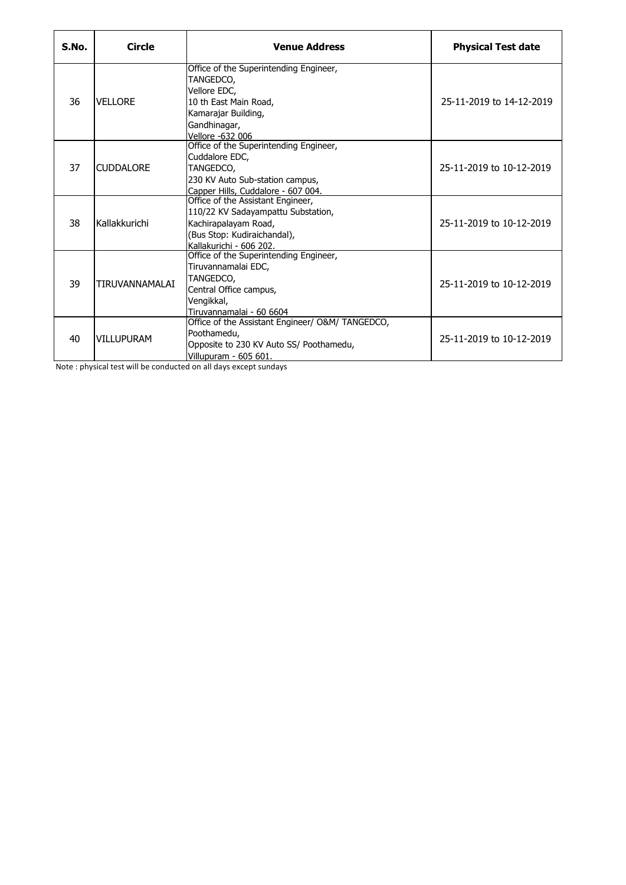| S.No. | Circle | Venue Address | Physical Test date |
|---|---|---|---|
| 36 | VELLORE | Office of the Superintending Engineer, TANGEDCO, Vellore EDC, 10 th East Main Road, Kamarajar Building, Gandhinagar, Vellore -632 006 | 25-11-2019 to 14-12-2019 |
| 37 | CUDDALORE | Office of the Superintending Engineer, Cuddalore EDC, TANGEDCO, 230 KV Auto Sub-station campus, Capper Hills, Cuddalore - 607 004. | 25-11-2019 to 10-12-2019 |
| 38 | Kallakkurichi | Office of the Assistant Engineer, 110/22 KV Sadayampattu Substation, Kachirapalayam Road, (Bus Stop: Kudiraichandal), Kallakurichi - 606 202. | 25-11-2019 to 10-12-2019 |
| 39 | TIRUVANNAMALAI | Office of the Superintending Engineer, Tiruvannamalai EDC, TANGEDCO, Central Office campus, Vengikkal, Tiruvannamalai - 60 6604 | 25-11-2019 to 10-12-2019 |
| 40 | VILLUPURAM | Office of the Assistant Engineer/ O&M/ TANGEDCO, Poothamedu, Opposite to 230 KV Auto SS/ Poothamedu, Villupuram - 605 601. | 25-11-2019 to 10-12-2019 |

Note : physical test will be conducted on all days except sundays